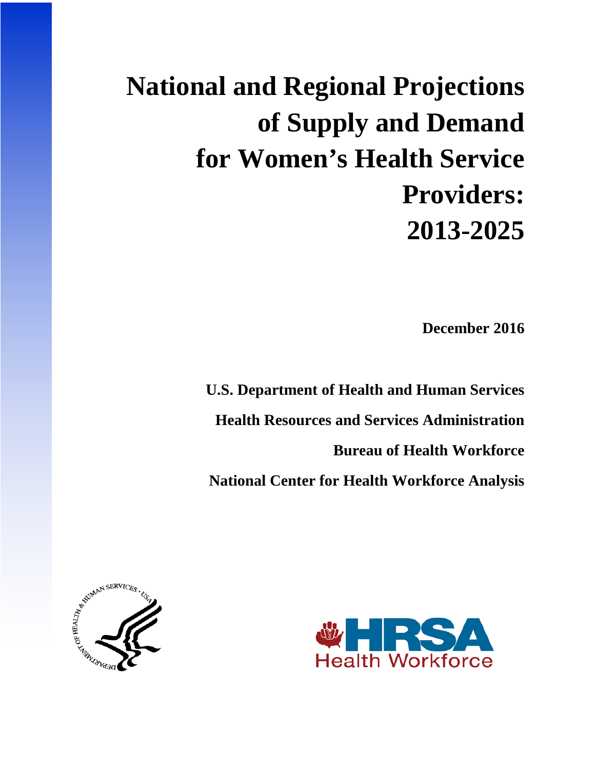# National and Regional Projections of Supply and Demand for Women's Health Service Providers: 2013-2025

**December 2016**

**U.S. Department of Health and Human Services**

**Health Resources and Services Administration**

**Bureau of Health Workforce**

**National Center for Health Workforce Analysis**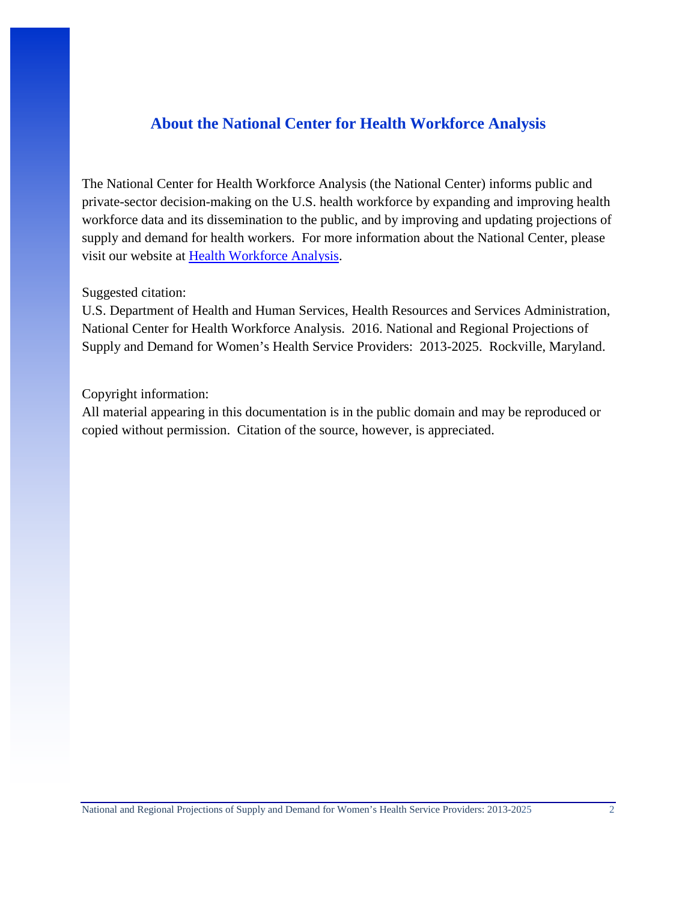## About the National Center for Health Workforce Analysis

The National Center for Health Workforce Analysis (the National Center) informs public and private-sector decision-making on the U.S. health workforce by expanding and improving health workforce data and its dissemination to the public, and by improving and updating projections of supply and demand for health workers. For more information about the National Center, please visit our website at Health Workforce Analysis.

Suggested citation:
U.S. Department of Health and Human Services, Health Resources and Services Administration, National Center for Health Workforce Analysis. 2016. National and Regional Projections of Supply and Demand for Women's Health Service Providers: 2013-2025. Rockville, Maryland.

Copyright information:
All material appearing in this documentation is in the public domain and may be reproduced or copied without permission. Citation of the source, however, is appreciated.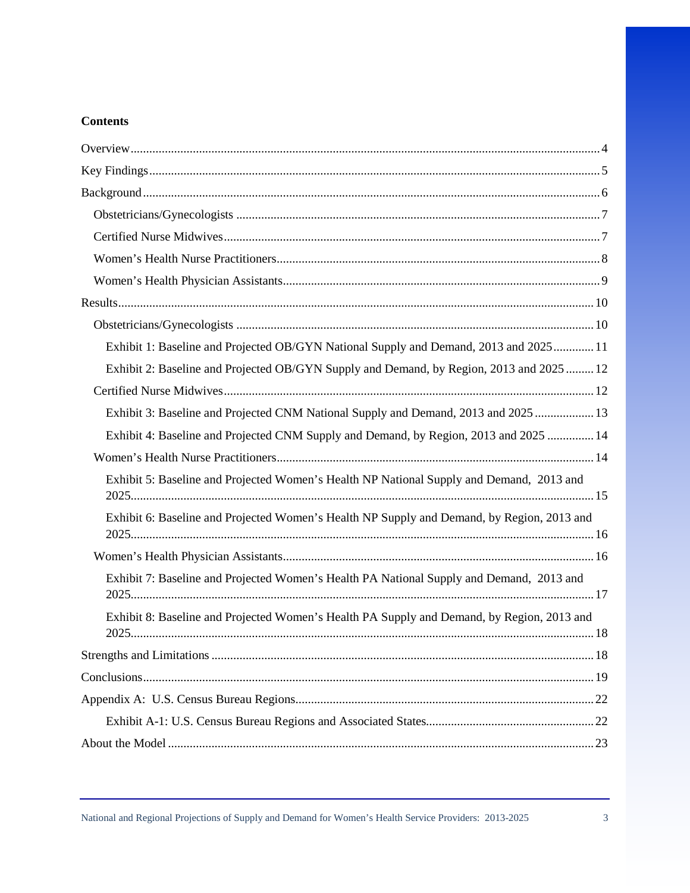**Contents**

Overview ... 4

Key Findings ... 5

Background ... 6

- Obstetricians/Gynecologists ... 7
- Certified Nurse Midwives ... 7
- Women's Health Nurse Practitioners ... 8
- Women's Health Physician Assistants ... 9

Results ... 10

- Obstetricians/Gynecologists ... 10
  - Exhibit 1: Baseline and Projected OB/GYN National Supply and Demand, 2013 and 2025 ... 11
  - Exhibit 2: Baseline and Projected OB/GYN Supply and Demand, by Region, 2013 and 2025 ... 12
- Certified Nurse Midwives ... 12
  - Exhibit 3: Baseline and Projected CNM National Supply and Demand, 2013 and 2025 ... 13
  - Exhibit 4: Baseline and Projected CNM Supply and Demand, by Region, 2013 and 2025 ... 14
- Women's Health Nurse Practitioners ... 14
  - Exhibit 5: Baseline and Projected Women's Health NP National Supply and Demand, 2013 and 2025 ... 15
  - Exhibit 6: Baseline and Projected Women's Health NP Supply and Demand, by Region, 2013 and 2025 ... 16
- Women's Health Physician Assistants ... 16
  - Exhibit 7: Baseline and Projected Women's Health PA National Supply and Demand, 2013 and 2025 ... 17
  - Exhibit 8: Baseline and Projected Women's Health PA Supply and Demand, by Region, 2013 and 2025 ... 18

Strengths and Limitations ... 18

Conclusions ... 19

Appendix A: U.S. Census Bureau Regions ... 22

- Exhibit A-1: U.S. Census Bureau Regions and Associated States ... 22

About the Model ... 23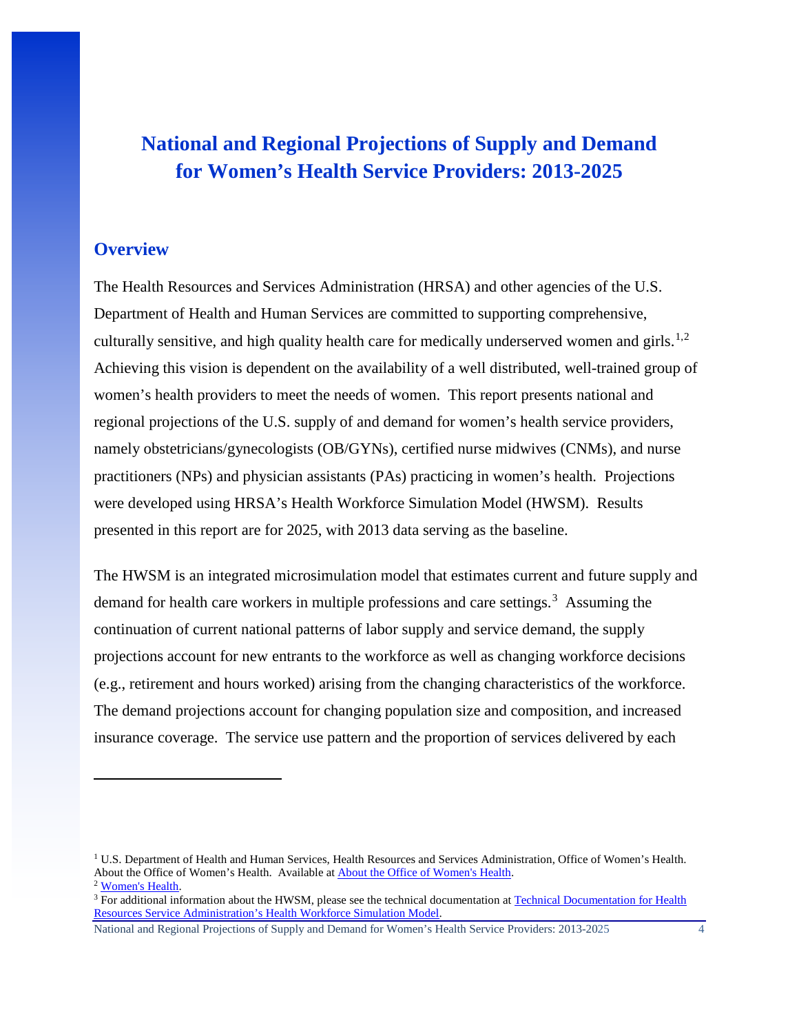# National and Regional Projections of Supply and Demand for Women's Health Service Providers: 2013-2025

## Overview

The Health Resources and Services Administration (HRSA) and other agencies of the U.S. Department of Health and Human Services are committed to supporting comprehensive, culturally sensitive, and high quality health care for medically underserved women and girls.[1,2] Achieving this vision is dependent on the availability of a well distributed, well-trained group of women's health providers to meet the needs of women. This report presents national and regional projections of the U.S. supply of and demand for women's health service providers, namely obstetricians/gynecologists (OB/GYNs), certified nurse midwives (CNMs), and nurse practitioners (NPs) and physician assistants (PAs) practicing in women's health. Projections were developed using HRSA's Health Workforce Simulation Model (HWSM). Results presented in this report are for 2025, with 2013 data serving as the baseline.

The HWSM is an integrated microsimulation model that estimates current and future supply and demand for health care workers in multiple professions and care settings.[3] Assuming the continuation of current national patterns of labor supply and service demand, the supply projections account for new entrants to the workforce as well as changing workforce decisions (e.g., retirement and hours worked) arising from the changing characteristics of the workforce. The demand projections account for changing population size and composition, and increased insurance coverage. The service use pattern and the proportion of services delivered by each

---

[1] U.S. Department of Health and Human Services, Health Resources and Services Administration, Office of Women's Health. About the Office of Women's Health. Available at About the Office of Women's Health.

[2] Women's Health.

[3] For additional information about the HWSM, please see the technical documentation at Technical Documentation for Health Resources Service Administration's Health Workforce Simulation Model.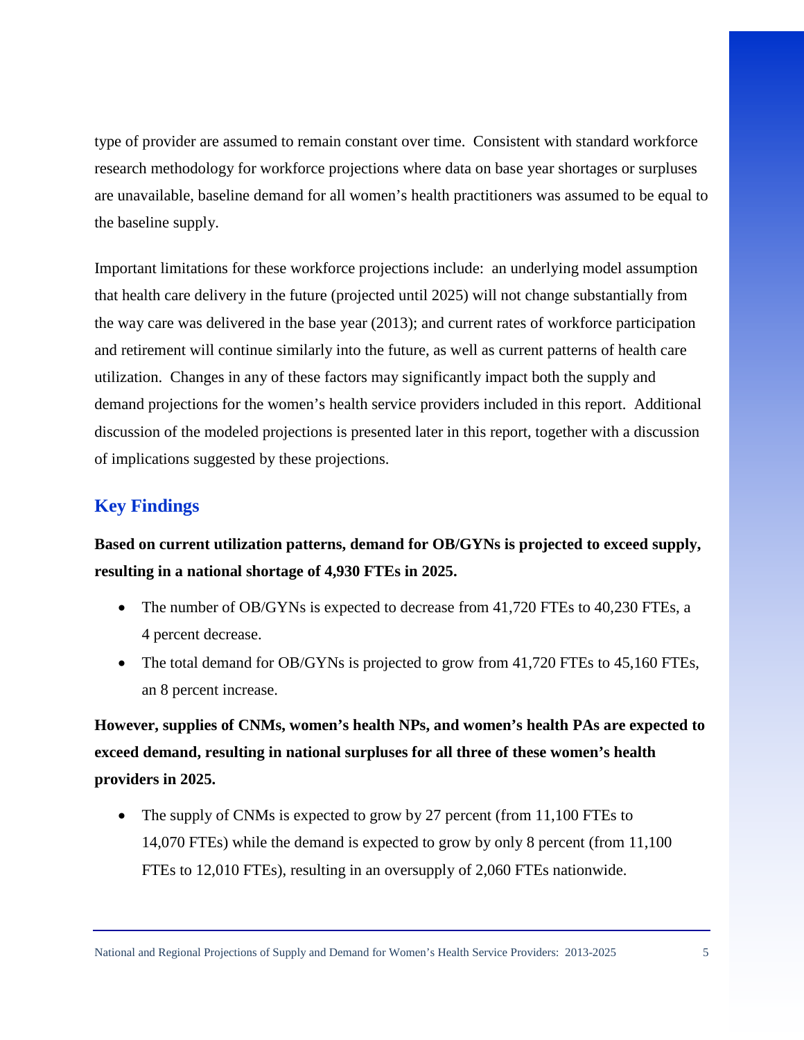type of provider are assumed to remain constant over time. Consistent with standard workforce research methodology for workforce projections where data on base year shortages or surpluses are unavailable, baseline demand for all women's health practitioners was assumed to be equal to the baseline supply.

Important limitations for these workforce projections include: an underlying model assumption that health care delivery in the future (projected until 2025) will not change substantially from the way care was delivered in the base year (2013); and current rates of workforce participation and retirement will continue similarly into the future, as well as current patterns of health care utilization. Changes in any of these factors may significantly impact both the supply and demand projections for the women's health service providers included in this report. Additional discussion of the modeled projections is presented later in this report, together with a discussion of implications suggested by these projections.

## Key Findings

**Based on current utilization patterns, demand for OB/GYNs is projected to exceed supply, resulting in a national shortage of 4,930 FTEs in 2025.**

- The number of OB/GYNs is expected to decrease from 41,720 FTEs to 40,230 FTEs, a 4 percent decrease.
- The total demand for OB/GYNs is projected to grow from 41,720 FTEs to 45,160 FTEs, an 8 percent increase.

**However, supplies of CNMs, women's health NPs, and women's health PAs are expected to exceed demand, resulting in national surpluses for all three of these women's health providers in 2025.**

- The supply of CNMs is expected to grow by 27 percent (from 11,100 FTEs to 14,070 FTEs) while the demand is expected to grow by only 8 percent (from 11,100 FTEs to 12,010 FTEs), resulting in an oversupply of 2,060 FTEs nationwide.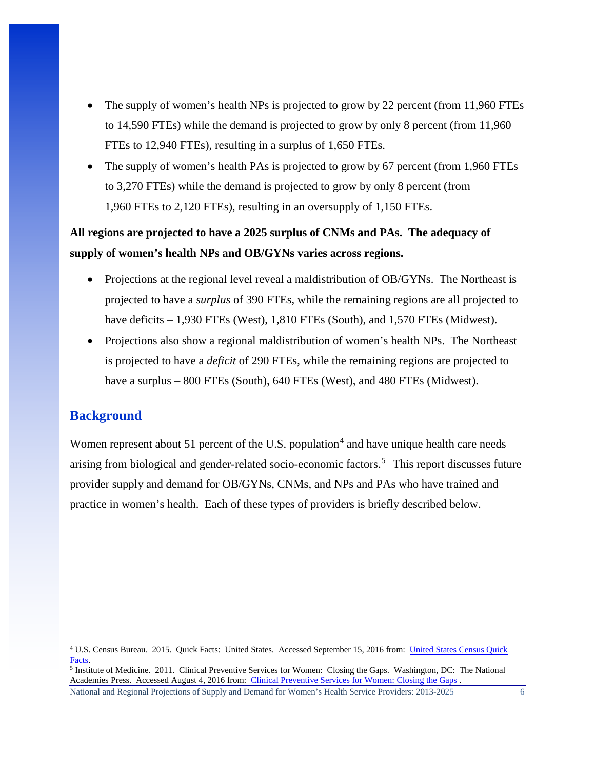- The supply of women's health NPs is projected to grow by 22 percent (from 11,960 FTEs to 14,590 FTEs) while the demand is projected to grow by only 8 percent (from 11,960 FTEs to 12,940 FTEs), resulting in a surplus of 1,650 FTEs.
- The supply of women's health PAs is projected to grow by 67 percent (from 1,960 FTEs to 3,270 FTEs) while the demand is projected to grow by only 8 percent (from 1,960 FTEs to 2,120 FTEs), resulting in an oversupply of 1,150 FTEs.

**All regions are projected to have a 2025 surplus of CNMs and PAs. The adequacy of supply of women's health NPs and OB/GYNs varies across regions.**

- Projections at the regional level reveal a maldistribution of OB/GYNs. The Northeast is projected to have a *surplus* of 390 FTEs, while the remaining regions are all projected to have deficits – 1,930 FTEs (West), 1,810 FTEs (South), and 1,570 FTEs (Midwest).
- Projections also show a regional maldistribution of women's health NPs. The Northeast is projected to have a *deficit* of 290 FTEs, while the remaining regions are projected to have a surplus – 800 FTEs (South), 640 FTEs (West), and 480 FTEs (Midwest).

## Background

Women represent about 51 percent of the U.S. population[4] and have unique health care needs arising from biological and gender-related socio-economic factors.[5] This report discusses future provider supply and demand for OB/GYNs, CNMs, and NPs and PAs who have trained and practice in women's health. Each of these types of providers is briefly described below.

---

[4] U.S. Census Bureau. 2015. Quick Facts: United States. Accessed September 15, 2016 from: United States Census Quick Facts.

[5] Institute of Medicine. 2011. Clinical Preventive Services for Women: Closing the Gaps. Washington, DC: The National Academies Press. Accessed August 4, 2016 from: Clinical Preventive Services for Women: Closing the Gaps .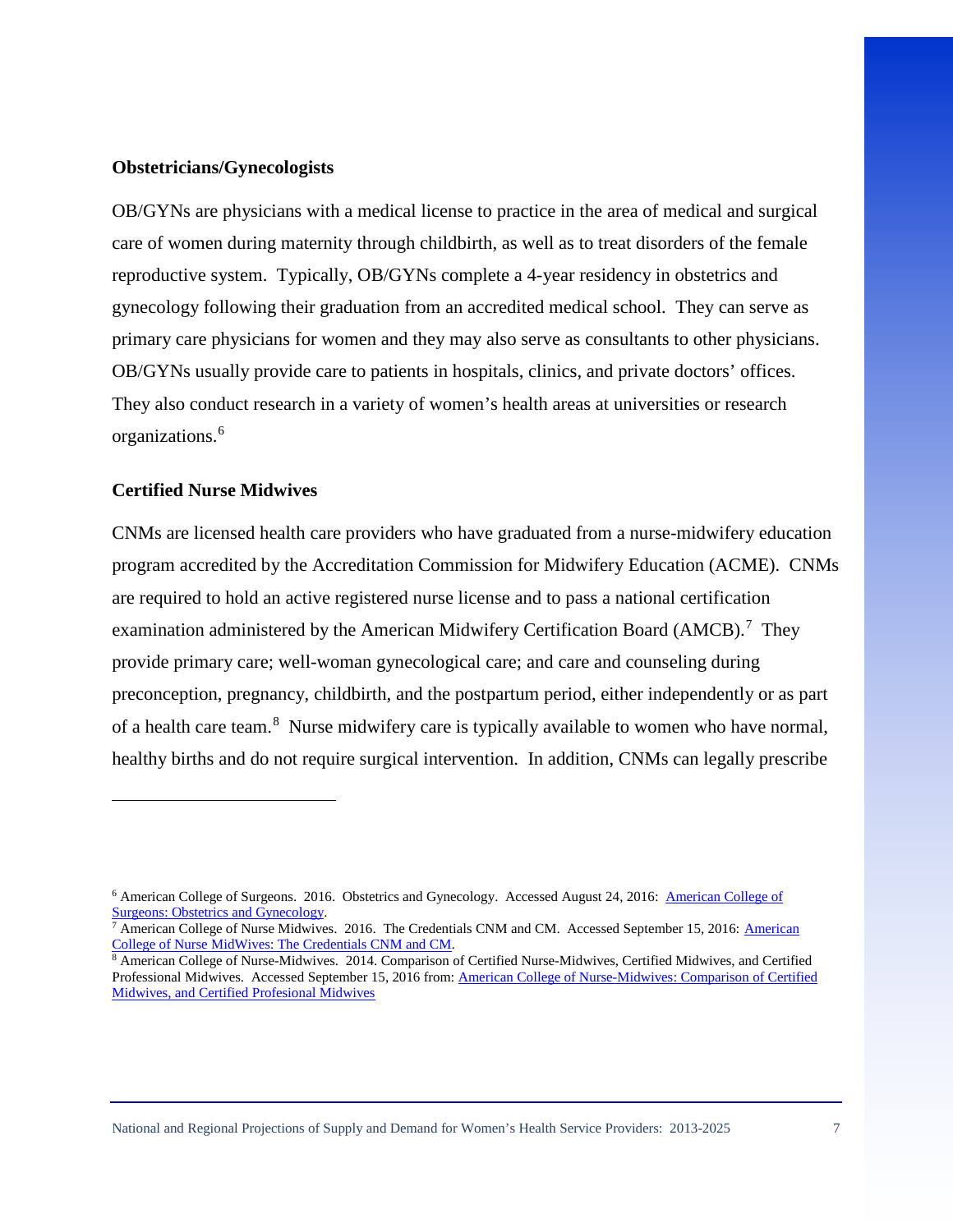### Obstetricians/Gynecologists

OB/GYNs are physicians with a medical license to practice in the area of medical and surgical care of women during maternity through childbirth, as well as to treat disorders of the female reproductive system. Typically, OB/GYNs complete a 4-year residency in obstetrics and gynecology following their graduation from an accredited medical school. They can serve as primary care physicians for women and they may also serve as consultants to other physicians. OB/GYNs usually provide care to patients in hospitals, clinics, and private doctors' offices. They also conduct research in a variety of women's health areas at universities or research organizations.[6]

### Certified Nurse Midwives

CNMs are licensed health care providers who have graduated from a nurse-midwifery education program accredited by the Accreditation Commission for Midwifery Education (ACME). CNMs are required to hold an active registered nurse license and to pass a national certification examination administered by the American Midwifery Certification Board (AMCB).[7] They provide primary care; well-woman gynecological care; and care and counseling during preconception, pregnancy, childbirth, and the postpartum period, either independently or as part of a health care team.[8] Nurse midwifery care is typically available to women who have normal, healthy births and do not require surgical intervention. In addition, CNMs can legally prescribe

---

[6] American College of Surgeons. 2016. Obstetrics and Gynecology. Accessed August 24, 2016: American College of Surgeons: Obstetrics and Gynecology.

[7] American College of Nurse Midwives. 2016. The Credentials CNM and CM. Accessed September 15, 2016: American College of Nurse MidWives: The Credentials CNM and CM.

[8] American College of Nurse-Midwives. 2014. Comparison of Certified Nurse-Midwives, Certified Midwives, and Certified Professional Midwives. Accessed September 15, 2016 from: American College of Nurse-Midwives: Comparison of Certified Midwives, and Certified Profesional Midwives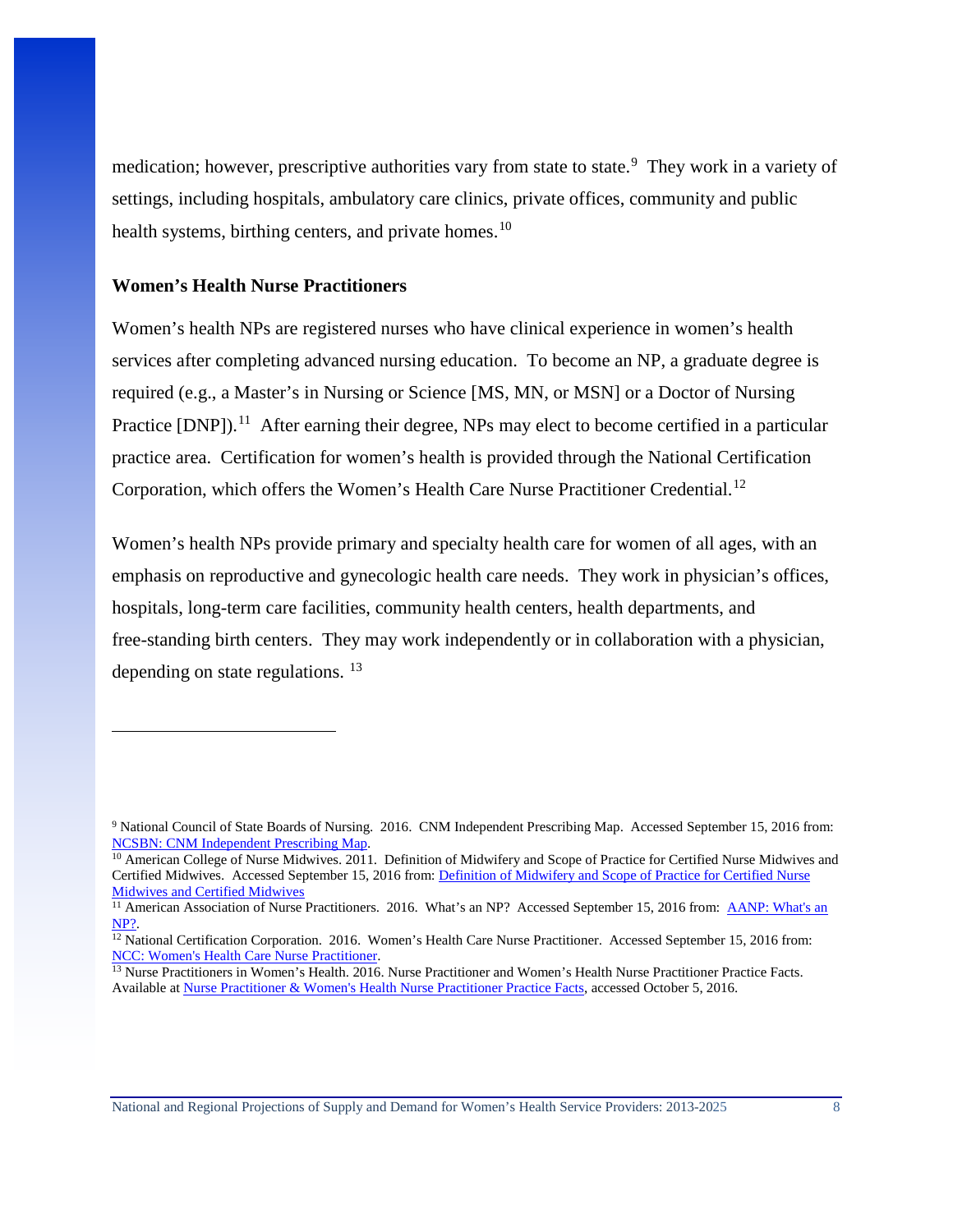medication; however, prescriptive authorities vary from state to state.[9] They work in a variety of settings, including hospitals, ambulatory care clinics, private offices, community and public health systems, birthing centers, and private homes.[10]

### Women's Health Nurse Practitioners

Women's health NPs are registered nurses who have clinical experience in women's health services after completing advanced nursing education. To become an NP, a graduate degree is required (e.g., a Master's in Nursing or Science [MS, MN, or MSN] or a Doctor of Nursing Practice [DNP]).[11] After earning their degree, NPs may elect to become certified in a particular practice area. Certification for women's health is provided through the National Certification Corporation, which offers the Women's Health Care Nurse Practitioner Credential.[12]

Women's health NPs provide primary and specialty health care for women of all ages, with an emphasis on reproductive and gynecologic health care needs. They work in physician's offices, hospitals, long-term care facilities, community health centers, health departments, and free-standing birth centers. They may work independently or in collaboration with a physician, depending on state regulations.[13]

---

[9] National Council of State Boards of Nursing. 2016. CNM Independent Prescribing Map. Accessed September 15, 2016 from: NCSBN: CNM Independent Prescribing Map.

[10] American College of Nurse Midwives. 2011. Definition of Midwifery and Scope of Practice for Certified Nurse Midwives and Certified Midwives. Accessed September 15, 2016 from: Definition of Midwifery and Scope of Practice for Certified Nurse Midwives and Certified Midwives

[11] American Association of Nurse Practitioners. 2016. What's an NP? Accessed September 15, 2016 from: AANP: What's an NP?.

[12] National Certification Corporation. 2016. Women's Health Care Nurse Practitioner. Accessed September 15, 2016 from: NCC: Women's Health Care Nurse Practitioner.

[13] Nurse Practitioners in Women's Health. 2016. Nurse Practitioner and Women's Health Nurse Practitioner Practice Facts. Available at Nurse Practitioner & Women's Health Nurse Practitioner Practice Facts, accessed October 5, 2016.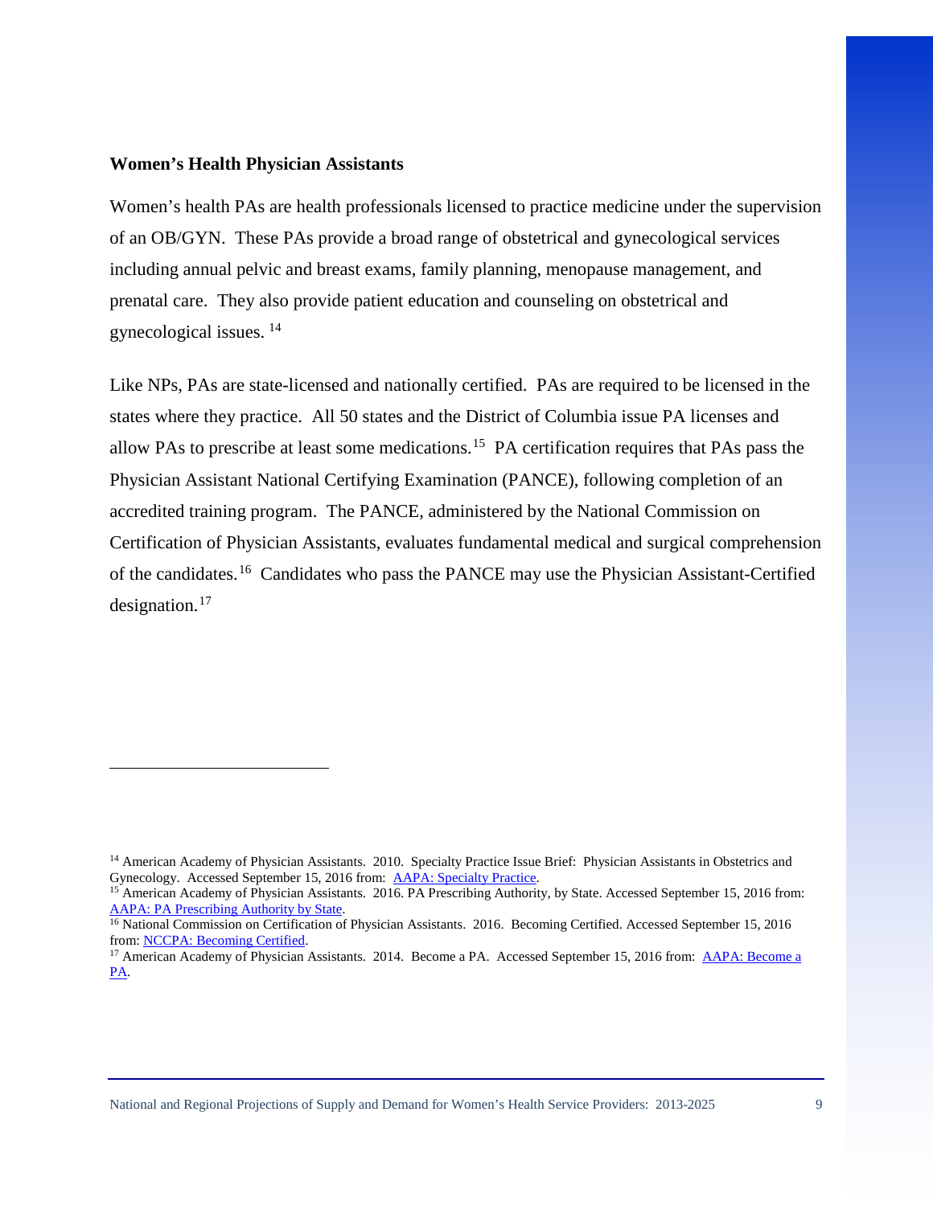### Women's Health Physician Assistants

Women's health PAs are health professionals licensed to practice medicine under the supervision of an OB/GYN. These PAs provide a broad range of obstetrical and gynecological services including annual pelvic and breast exams, family planning, menopause management, and prenatal care. They also provide patient education and counseling on obstetrical and gynecological issues. [14]

Like NPs, PAs are state-licensed and nationally certified. PAs are required to be licensed in the states where they practice. All 50 states and the District of Columbia issue PA licenses and allow PAs to prescribe at least some medications.[15] PA certification requires that PAs pass the Physician Assistant National Certifying Examination (PANCE), following completion of an accredited training program. The PANCE, administered by the National Commission on Certification of Physician Assistants, evaluates fundamental medical and surgical comprehension of the candidates.[16] Candidates who pass the PANCE may use the Physician Assistant-Certified designation.[17]

---

[14] American Academy of Physician Assistants. 2010. Specialty Practice Issue Brief: Physician Assistants in Obstetrics and Gynecology. Accessed September 15, 2016 from: AAPA: Specialty Practice.

[15] American Academy of Physician Assistants. 2016. PA Prescribing Authority, by State. Accessed September 15, 2016 from: AAPA: PA Prescribing Authority by State.

[16] National Commission on Certification of Physician Assistants. 2016. Becoming Certified. Accessed September 15, 2016 from: NCCPA: Becoming Certified.

[17] American Academy of Physician Assistants. 2014. Become a PA. Accessed September 15, 2016 from: AAPA: Become a PA.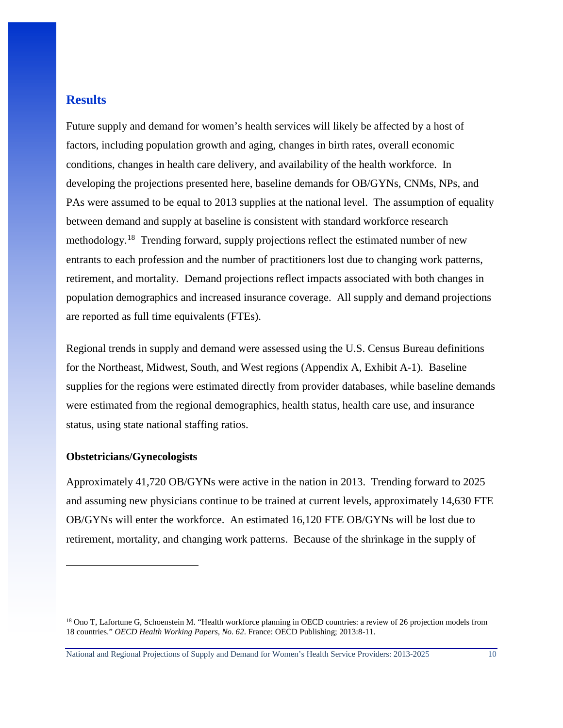## Results

Future supply and demand for women's health services will likely be affected by a host of factors, including population growth and aging, changes in birth rates, overall economic conditions, changes in health care delivery, and availability of the health workforce. In developing the projections presented here, baseline demands for OB/GYNs, CNMs, NPs, and PAs were assumed to be equal to 2013 supplies at the national level. The assumption of equality between demand and supply at baseline is consistent with standard workforce research methodology.[18] Trending forward, supply projections reflect the estimated number of new entrants to each profession and the number of practitioners lost due to changing work patterns, retirement, and mortality. Demand projections reflect impacts associated with both changes in population demographics and increased insurance coverage. All supply and demand projections are reported as full time equivalents (FTEs).

Regional trends in supply and demand were assessed using the U.S. Census Bureau definitions for the Northeast, Midwest, South, and West regions (Appendix A, Exhibit A-1). Baseline supplies for the regions were estimated directly from provider databases, while baseline demands were estimated from the regional demographics, health status, health care use, and insurance status, using state national staffing ratios.

### Obstetricians/Gynecologists

Approximately 41,720 OB/GYNs were active in the nation in 2013. Trending forward to 2025 and assuming new physicians continue to be trained at current levels, approximately 14,630 FTE OB/GYNs will enter the workforce. An estimated 16,120 FTE OB/GYNs will be lost due to retirement, mortality, and changing work patterns. Because of the shrinkage in the supply of

---

[18] Ono T, Lafortune G, Schoenstein M. "Health workforce planning in OECD countries: a review of 26 projection models from 18 countries." *OECD Health Working Papers, No. 62*. France: OECD Publishing; 2013:8-11.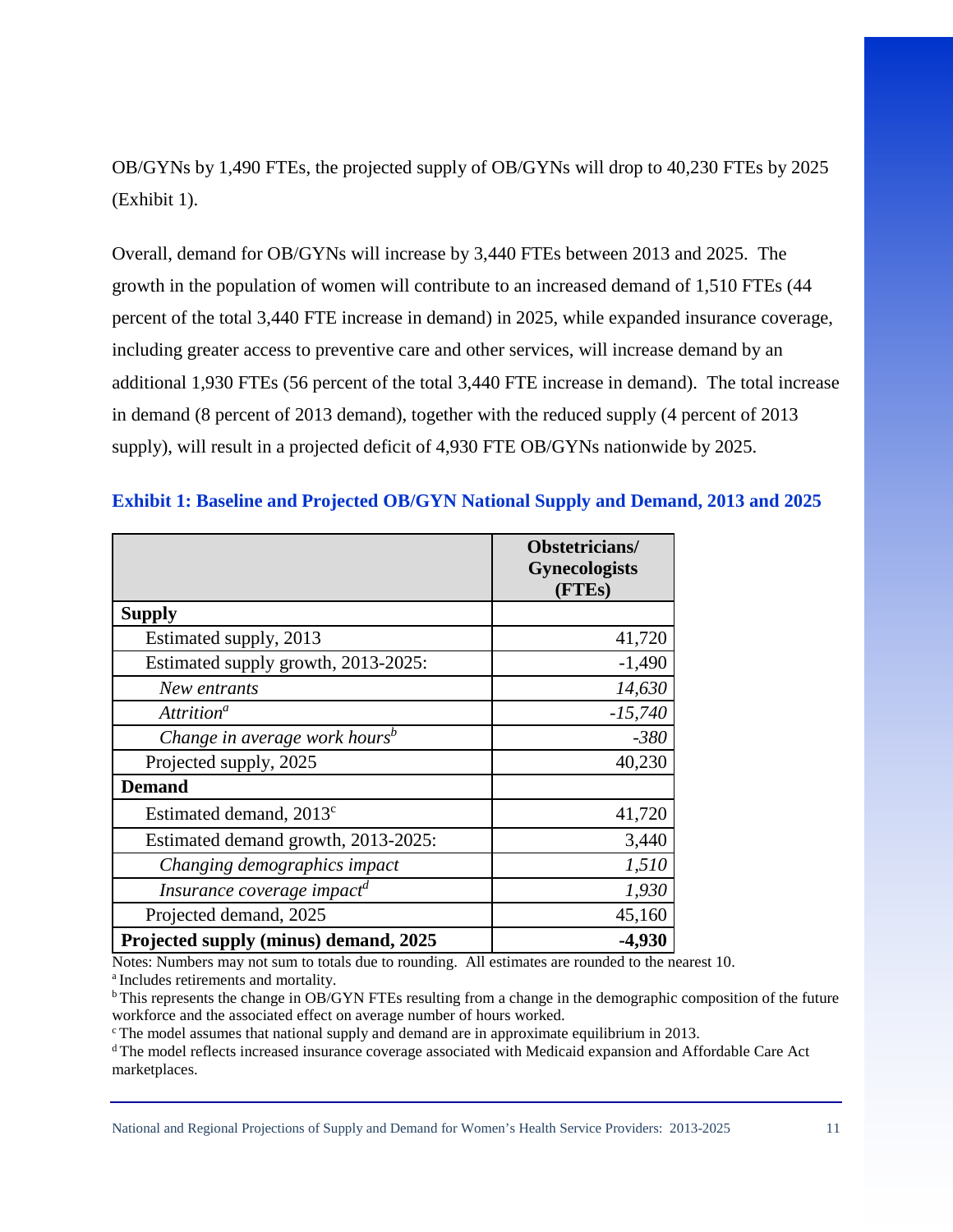OB/GYNs by 1,490 FTEs, the projected supply of OB/GYNs will drop to 40,230 FTEs by 2025 (Exhibit 1).

Overall, demand for OB/GYNs will increase by 3,440 FTEs between 2013 and 2025. The growth in the population of women will contribute to an increased demand of 1,510 FTEs (44 percent of the total 3,440 FTE increase in demand) in 2025, while expanded insurance coverage, including greater access to preventive care and other services, will increase demand by an additional 1,930 FTEs (56 percent of the total 3,440 FTE increase in demand). The total increase in demand (8 percent of 2013 demand), together with the reduced supply (4 percent of 2013 supply), will result in a projected deficit of 4,930 FTE OB/GYNs nationwide by 2025.

### Exhibit 1: Baseline and Projected OB/GYN National Supply and Demand, 2013 and 2025

| | Obstetricians/ Gynecologists (FTEs) |
|---|---|
| **Supply** | |
| Estimated supply, 2013 | 41,720 |
| Estimated supply growth, 2013-2025: | -1,490 |
| *New entrants* | *14,630* |
| *Attrition*[a] | *-15,740* |
| *Change in average work hours*[b] | *-380* |
| Projected supply, 2025 | 40,230 |
| **Demand** | |
| Estimated demand, 2013[c] | 41,720 |
| Estimated demand growth, 2013-2025: | 3,440 |
| *Changing demographics impact* | *1,510* |
| *Insurance coverage impact*[d] | *1,930* |
| Projected demand, 2025 | 45,160 |
| **Projected supply (minus) demand, 2025** | **-4,930** |

Notes: Numbers may not sum to totals due to rounding. All estimates are rounded to the nearest 10.

[a] Includes retirements and mortality.

[b] This represents the change in OB/GYN FTEs resulting from a change in the demographic composition of the future workforce and the associated effect on average number of hours worked.

[c] The model assumes that national supply and demand are in approximate equilibrium in 2013.

[d] The model reflects increased insurance coverage associated with Medicaid expansion and Affordable Care Act marketplaces.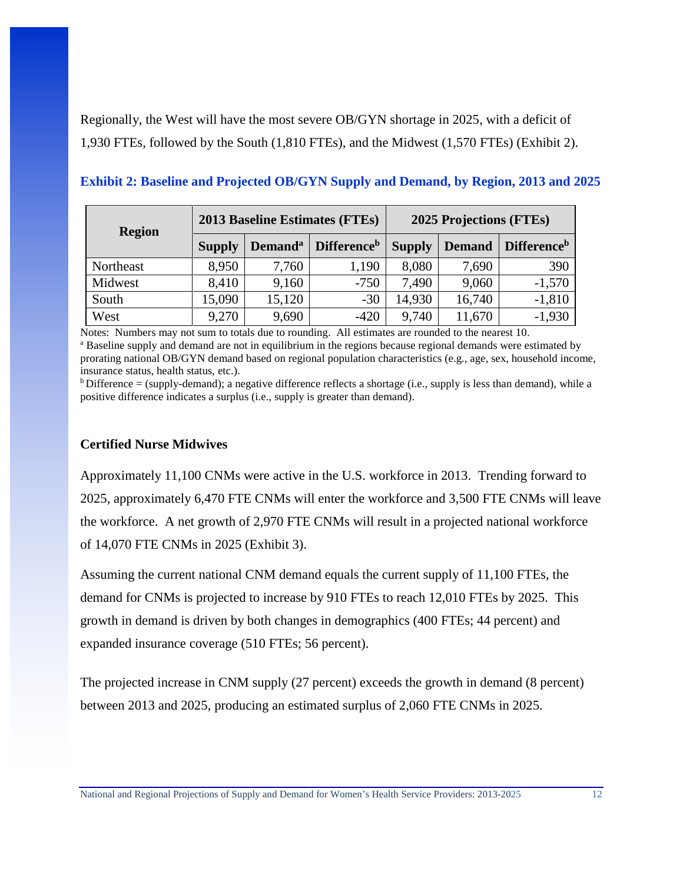Regionally, the West will have the most severe OB/GYN shortage in 2025, with a deficit of 1,930 FTEs, followed by the South (1,810 FTEs), and the Midwest (1,570 FTEs) (Exhibit 2).

**Exhibit 2: Baseline and Projected OB/GYN Supply and Demand, by Region, 2013 and 2025**

| Region | 2013 Baseline Estimates (FTEs) | | | 2025 Projections (FTEs) | | |
|---|---|---|---|---|---|---|
| | Supply | Demand[a] | Difference[b] | Supply | Demand | Difference[b] |
| Northeast | 8,950 | 7,760 | 1,190 | 8,080 | 7,690 | 390 |
| Midwest | 8,410 | 9,160 | -750 | 7,490 | 9,060 | -1,570 |
| South | 15,090 | 15,120 | -30 | 14,930 | 16,740 | -1,810 |
| West | 9,270 | 9,690 | -420 | 9,740 | 11,670 | -1,930 |

Notes: Numbers may not sum to totals due to rounding. All estimates are rounded to the nearest 10.
[a] Baseline supply and demand are not in equilibrium in the regions because regional demands were estimated by prorating national OB/GYN demand based on regional population characteristics (e.g., age, sex, household income, insurance status, health status, etc.).
[b] Difference = (supply-demand); a negative difference reflects a shortage (i.e., supply is less than demand), while a positive difference indicates a surplus (i.e., supply is greater than demand).

### Certified Nurse Midwives

Approximately 11,100 CNMs were active in the U.S. workforce in 2013. Trending forward to 2025, approximately 6,470 FTE CNMs will enter the workforce and 3,500 FTE CNMs will leave the workforce. A net growth of 2,970 FTE CNMs will result in a projected national workforce of 14,070 FTE CNMs in 2025 (Exhibit 3).

Assuming the current national CNM demand equals the current supply of 11,100 FTEs, the demand for CNMs is projected to increase by 910 FTEs to reach 12,010 FTEs by 2025. This growth in demand is driven by both changes in demographics (400 FTEs; 44 percent) and expanded insurance coverage (510 FTEs; 56 percent).

The projected increase in CNM supply (27 percent) exceeds the growth in demand (8 percent) between 2013 and 2025, producing an estimated surplus of 2,060 FTE CNMs in 2025.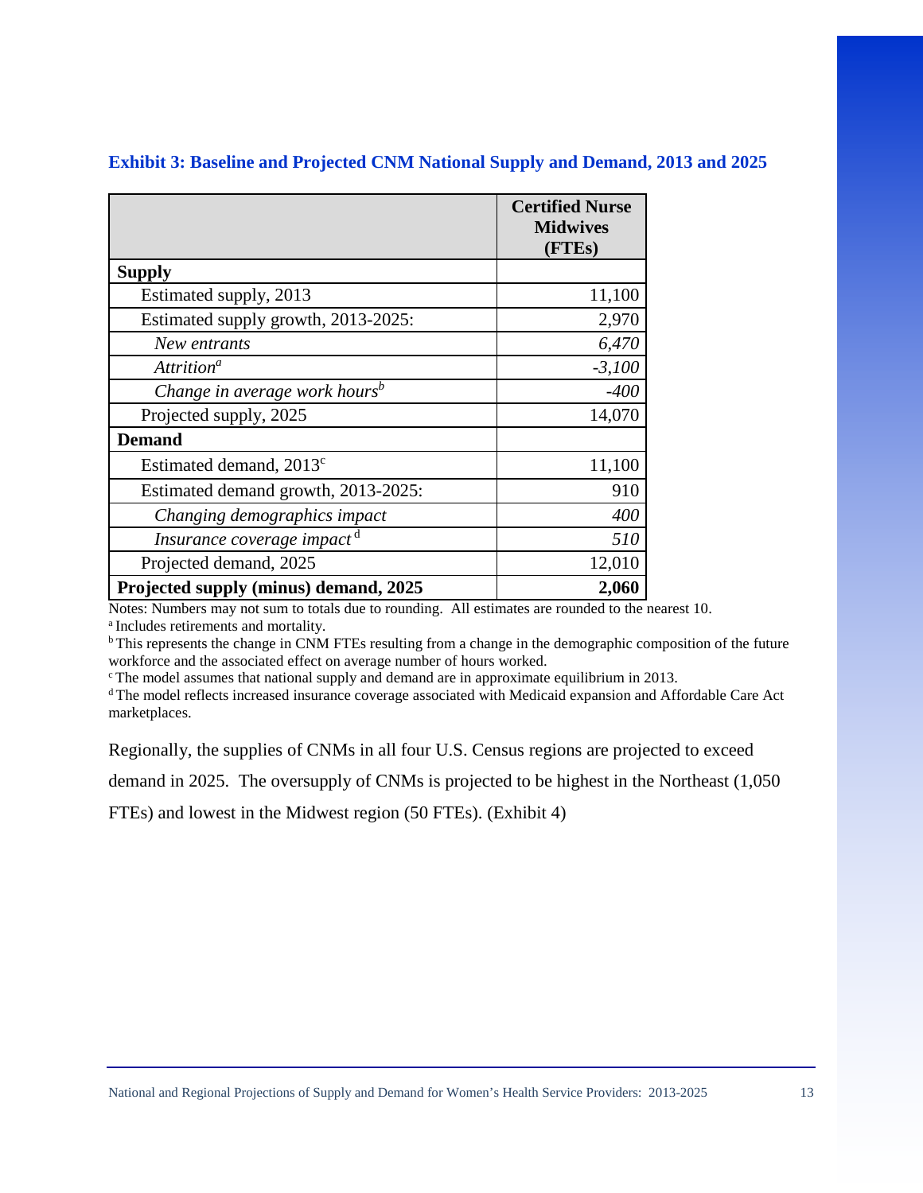### Exhibit 3: Baseline and Projected CNM National Supply and Demand, 2013 and 2025

| | Certified Nurse Midwives (FTEs) |
|---|---|
| **Supply** | |
| Estimated supply, 2013 | 11,100 |
| Estimated supply growth, 2013-2025: | 2,970 |
| *New entrants* | *6,470* |
| *Attrition*[a] | *-3,100* |
| *Change in average work hours*[b] | *-400* |
| Projected supply, 2025 | 14,070 |
| **Demand** | |
| Estimated demand, 2013[c] | 11,100 |
| Estimated demand growth, 2013-2025: | 910 |
| *Changing demographics impact* | *400* |
| *Insurance coverage impact*[d] | *510* |
| Projected demand, 2025 | 12,010 |
| **Projected supply (minus) demand, 2025** | **2,060** |

Notes: Numbers may not sum to totals due to rounding. All estimates are rounded to the nearest 10.

[a] Includes retirements and mortality.

[b] This represents the change in CNM FTEs resulting from a change in the demographic composition of the future workforce and the associated effect on average number of hours worked.

[c] The model assumes that national supply and demand are in approximate equilibrium in 2013.

[d] The model reflects increased insurance coverage associated with Medicaid expansion and Affordable Care Act marketplaces.

Regionally, the supplies of CNMs in all four U.S. Census regions are projected to exceed demand in 2025. The oversupply of CNMs is projected to be highest in the Northeast (1,050 FTEs) and lowest in the Midwest region (50 FTEs). (Exhibit 4)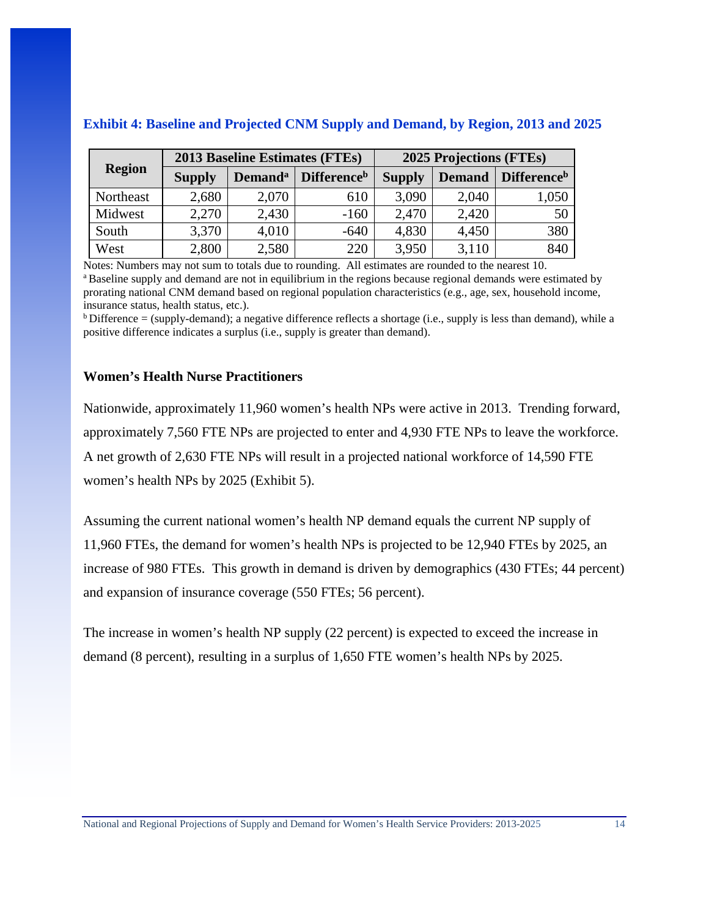**Exhibit 4: Baseline and Projected CNM Supply and Demand, by Region, 2013 and 2025**

| Region | 2013 Baseline Estimates (FTEs) | | | 2025 Projections (FTEs) | | |
|---|---|---|---|---|---|---|
| | Supply | Demand[a] | Difference[b] | Supply | Demand | Difference[b] |
| Northeast | 2,680 | 2,070 | 610 | 3,090 | 2,040 | 1,050 |
| Midwest | 2,270 | 2,430 | -160 | 2,470 | 2,420 | 50 |
| South | 3,370 | 4,010 | -640 | 4,830 | 4,450 | 380 |
| West | 2,800 | 2,580 | 220 | 3,950 | 3,110 | 840 |

Notes: Numbers may not sum to totals due to rounding. All estimates are rounded to the nearest 10.
[a] Baseline supply and demand are not in equilibrium in the regions because regional demands were estimated by prorating national CNM demand based on regional population characteristics (e.g., age, sex, household income, insurance status, health status, etc.).
[b] Difference = (supply-demand); a negative difference reflects a shortage (i.e., supply is less than demand), while a positive difference indicates a surplus (i.e., supply is greater than demand).

### Women's Health Nurse Practitioners

Nationwide, approximately 11,960 women's health NPs were active in 2013. Trending forward, approximately 7,560 FTE NPs are projected to enter and 4,930 FTE NPs to leave the workforce. A net growth of 2,630 FTE NPs will result in a projected national workforce of 14,590 FTE women's health NPs by 2025 (Exhibit 5).

Assuming the current national women's health NP demand equals the current NP supply of 11,960 FTEs, the demand for women's health NPs is projected to be 12,940 FTEs by 2025, an increase of 980 FTEs. This growth in demand is driven by demographics (430 FTEs; 44 percent) and expansion of insurance coverage (550 FTEs; 56 percent).

The increase in women's health NP supply (22 percent) is expected to exceed the increase in demand (8 percent), resulting in a surplus of 1,650 FTE women's health NPs by 2025.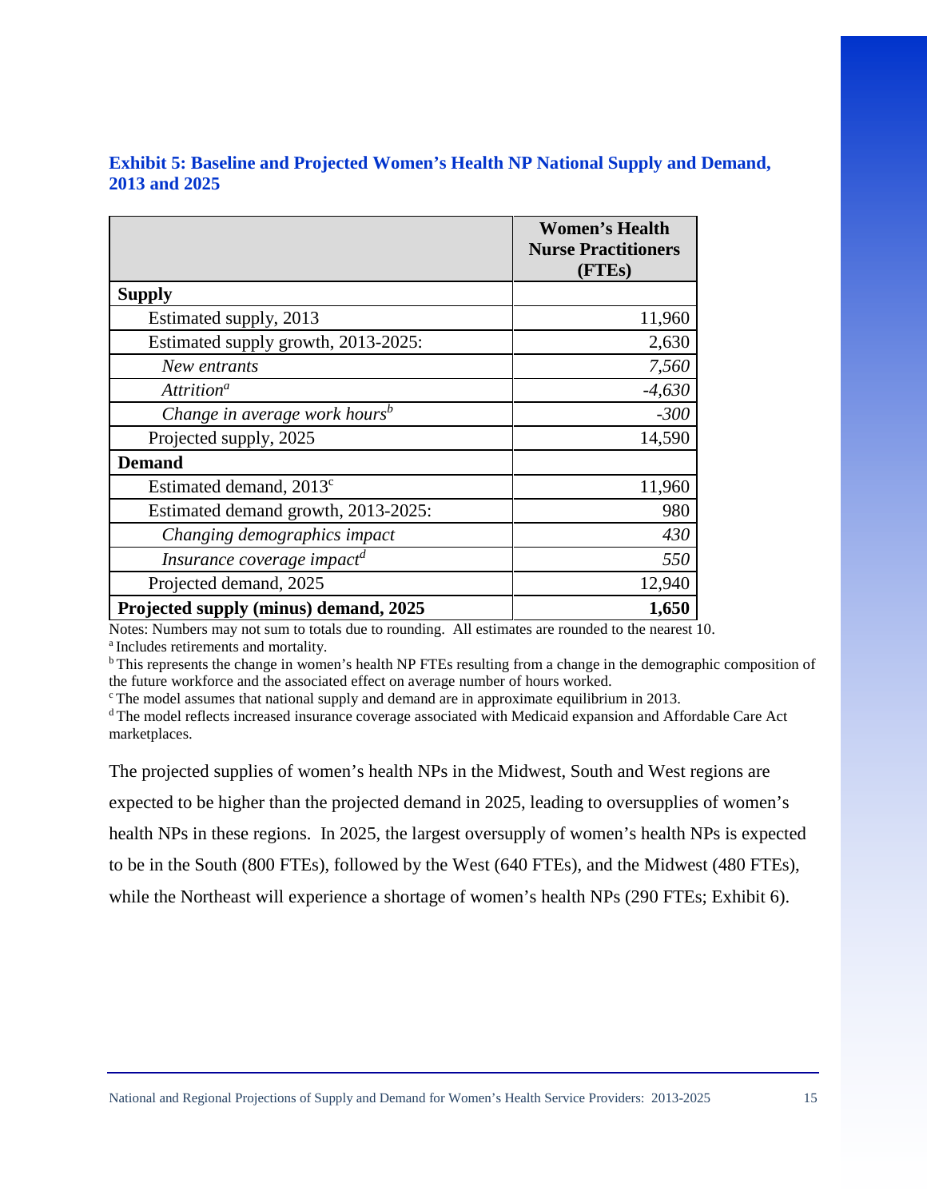### Exhibit 5: Baseline and Projected Women's Health NP National Supply and Demand, 2013 and 2025

| | Women's Health Nurse Practitioners (FTEs) |
|---|---|
| **Supply** | |
| Estimated supply, 2013 | 11,960 |
| Estimated supply growth, 2013-2025: | 2,630 |
| *New entrants* | *7,560* |
| *Attrition*[a] | *-4,630* |
| *Change in average work hours*[b] | *-300* |
| Projected supply, 2025 | 14,590 |
| **Demand** | |
| Estimated demand, 2013[c] | 11,960 |
| Estimated demand growth, 2013-2025: | 980 |
| *Changing demographics impact* | *430* |
| *Insurance coverage impact*[d] | *550* |
| Projected demand, 2025 | 12,940 |
| **Projected supply (minus) demand, 2025** | **1,650** |

Notes: Numbers may not sum to totals due to rounding. All estimates are rounded to the nearest 10.

[a] Includes retirements and mortality.

[b] This represents the change in women's health NP FTEs resulting from a change in the demographic composition of the future workforce and the associated effect on average number of hours worked.

[c] The model assumes that national supply and demand are in approximate equilibrium in 2013.

[d] The model reflects increased insurance coverage associated with Medicaid expansion and Affordable Care Act marketplaces.

The projected supplies of women's health NPs in the Midwest, South and West regions are expected to be higher than the projected demand in 2025, leading to oversupplies of women's health NPs in these regions. In 2025, the largest oversupply of women's health NPs is expected to be in the South (800 FTEs), followed by the West (640 FTEs), and the Midwest (480 FTEs), while the Northeast will experience a shortage of women's health NPs (290 FTEs; Exhibit 6).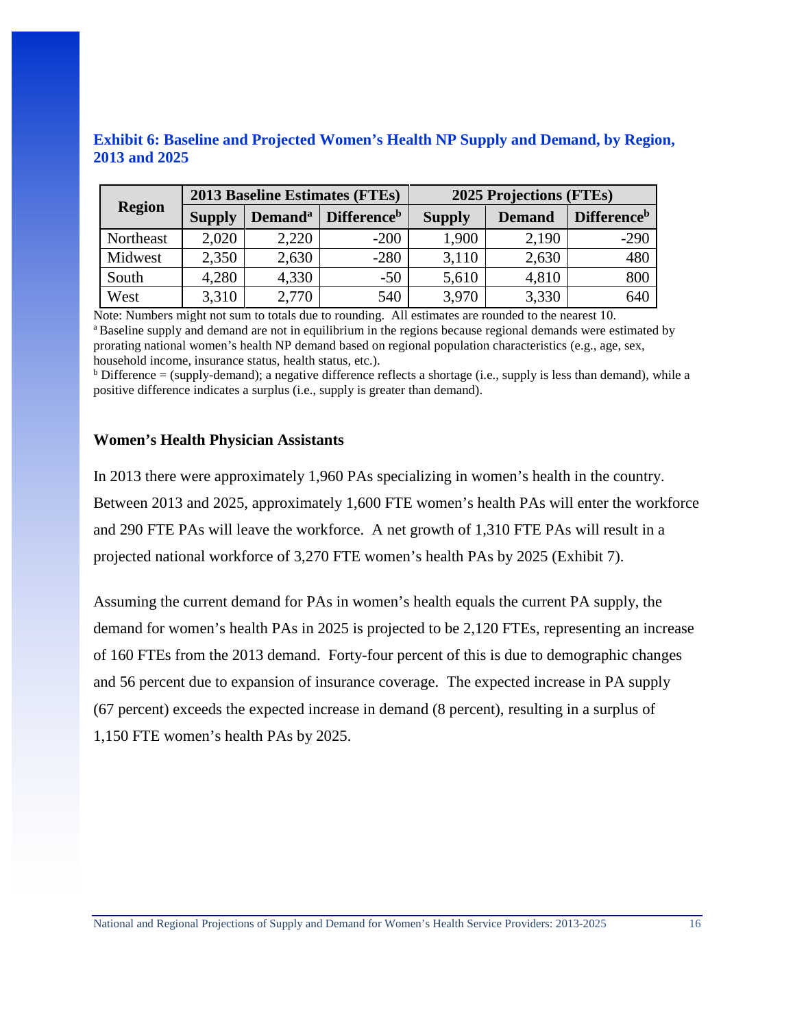**Exhibit 6: Baseline and Projected Women's Health NP Supply and Demand, by Region, 2013 and 2025**

| Region | 2013 Baseline Estimates (FTEs) | | | 2025 Projections (FTEs) | | |
|---|---|---|---|---|---|---|
| | Supply | Demand[a] | Difference[b] | Supply | Demand | Difference[b] |
| Northeast | 2,020 | 2,220 | -200 | 1,900 | 2,190 | -290 |
| Midwest | 2,350 | 2,630 | -280 | 3,110 | 2,630 | 480 |
| South | 4,280 | 4,330 | -50 | 5,610 | 4,810 | 800 |
| West | 3,310 | 2,770 | 540 | 3,970 | 3,330 | 640 |

Note: Numbers might not sum to totals due to rounding. All estimates are rounded to the nearest 10.
[a] Baseline supply and demand are not in equilibrium in the regions because regional demands were estimated by prorating national women's health NP demand based on regional population characteristics (e.g., age, sex, household income, insurance status, health status, etc.).
[b] Difference = (supply-demand); a negative difference reflects a shortage (i.e., supply is less than demand), while a positive difference indicates a surplus (i.e., supply is greater than demand).

### Women's Health Physician Assistants

In 2013 there were approximately 1,960 PAs specializing in women's health in the country. Between 2013 and 2025, approximately 1,600 FTE women's health PAs will enter the workforce and 290 FTE PAs will leave the workforce. A net growth of 1,310 FTE PAs will result in a projected national workforce of 3,270 FTE women's health PAs by 2025 (Exhibit 7).

Assuming the current demand for PAs in women's health equals the current PA supply, the demand for women's health PAs in 2025 is projected to be 2,120 FTEs, representing an increase of 160 FTEs from the 2013 demand. Forty-four percent of this is due to demographic changes and 56 percent due to expansion of insurance coverage. The expected increase in PA supply (67 percent) exceeds the expected increase in demand (8 percent), resulting in a surplus of 1,150 FTE women's health PAs by 2025.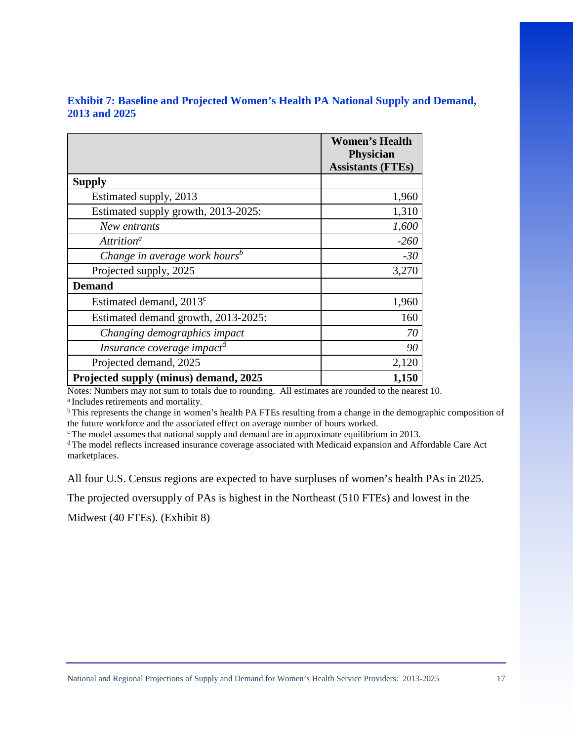**Exhibit 7: Baseline and Projected Women's Health PA National Supply and Demand, 2013 and 2025**

| | Women's Health Physician Assistants (FTEs) |
|---|---|
| **Supply** | |
| Estimated supply, 2013 | 1,960 |
| Estimated supply growth, 2013-2025: | 1,310 |
| *New entrants* | *1,600* |
| *Attrition*[a] | *-260* |
| *Change in average work hours*[b] | *-30* |
| Projected supply, 2025 | 3,270 |
| **Demand** | |
| Estimated demand, 2013[c] | 1,960 |
| Estimated demand growth, 2013-2025: | 160 |
| *Changing demographics impact* | *70* |
| *Insurance coverage impact*[d] | *90* |
| Projected demand, 2025 | 2,120 |
| **Projected supply (minus) demand, 2025** | **1,150** |

Notes: Numbers may not sum to totals due to rounding. All estimates are rounded to the nearest 10.
[a] Includes retirements and mortality.
[b] This represents the change in women's health PA FTEs resulting from a change in the demographic composition of the future workforce and the associated effect on average number of hours worked.
[c] The model assumes that national supply and demand are in approximate equilibrium in 2013.
[d] The model reflects increased insurance coverage associated with Medicaid expansion and Affordable Care Act marketplaces.

All four U.S. Census regions are expected to have surpluses of women's health PAs in 2025. The projected oversupply of PAs is highest in the Northeast (510 FTEs) and lowest in the Midwest (40 FTEs). (Exhibit 8)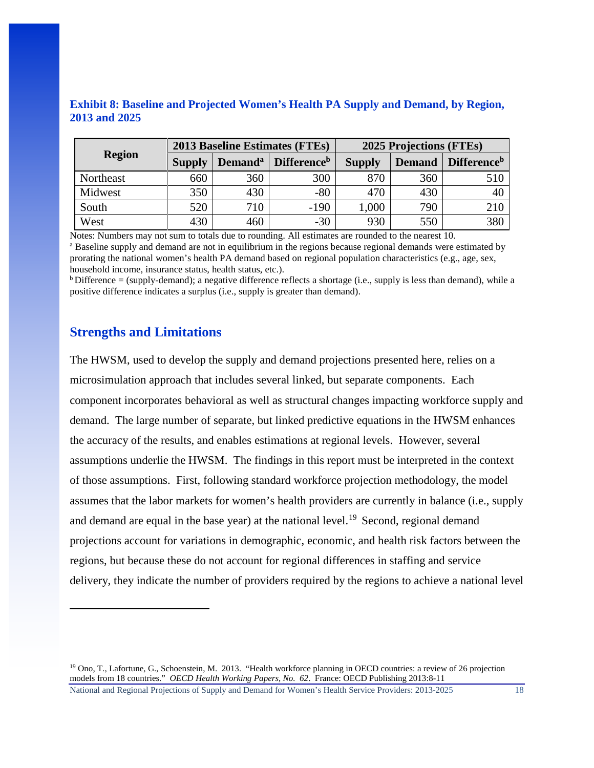**Exhibit 8: Baseline and Projected Women's Health PA Supply and Demand, by Region, 2013 and 2025**

| Region | 2013 Baseline Estimates (FTEs) | | | 2025 Projections (FTEs) | | |
|---|---|---|---|---|---|---|
| | Supply | Demand[a] | Difference[b] | Supply | Demand | Difference[b] |
| Northeast | 660 | 360 | 300 | 870 | 360 | 510 |
| Midwest | 350 | 430 | -80 | 470 | 430 | 40 |
| South | 520 | 710 | -190 | 1,000 | 790 | 210 |
| West | 430 | 460 | -30 | 930 | 550 | 380 |

Notes: Numbers may not sum to totals due to rounding. All estimates are rounded to the nearest 10.
[a] Baseline supply and demand are not in equilibrium in the regions because regional demands were estimated by prorating the national women's health PA demand based on regional population characteristics (e.g., age, sex, household income, insurance status, health status, etc.).
[b] Difference = (supply-demand); a negative difference reflects a shortage (i.e., supply is less than demand), while a positive difference indicates a surplus (i.e., supply is greater than demand).

## Strengths and Limitations

The HWSM, used to develop the supply and demand projections presented here, relies on a microsimulation approach that includes several linked, but separate components. Each component incorporates behavioral as well as structural changes impacting workforce supply and demand. The large number of separate, but linked predictive equations in the HWSM enhances the accuracy of the results, and enables estimations at regional levels. However, several assumptions underlie the HWSM. The findings in this report must be interpreted in the context of those assumptions. First, following standard workforce projection methodology, the model assumes that the labor markets for women's health providers are currently in balance (i.e., supply and demand are equal in the base year) at the national level.[19] Second, regional demand projections account for variations in demographic, economic, and health risk factors between the regions, but because these do not account for regional differences in staffing and service delivery, they indicate the number of providers required by the regions to achieve a national level

[19] Ono, T., Lafortune, G., Schoenstein, M. 2013. "Health workforce planning in OECD countries: a review of 26 projection models from 18 countries." *OECD Health Working Papers, No. 62*. France: OECD Publishing 2013:8-11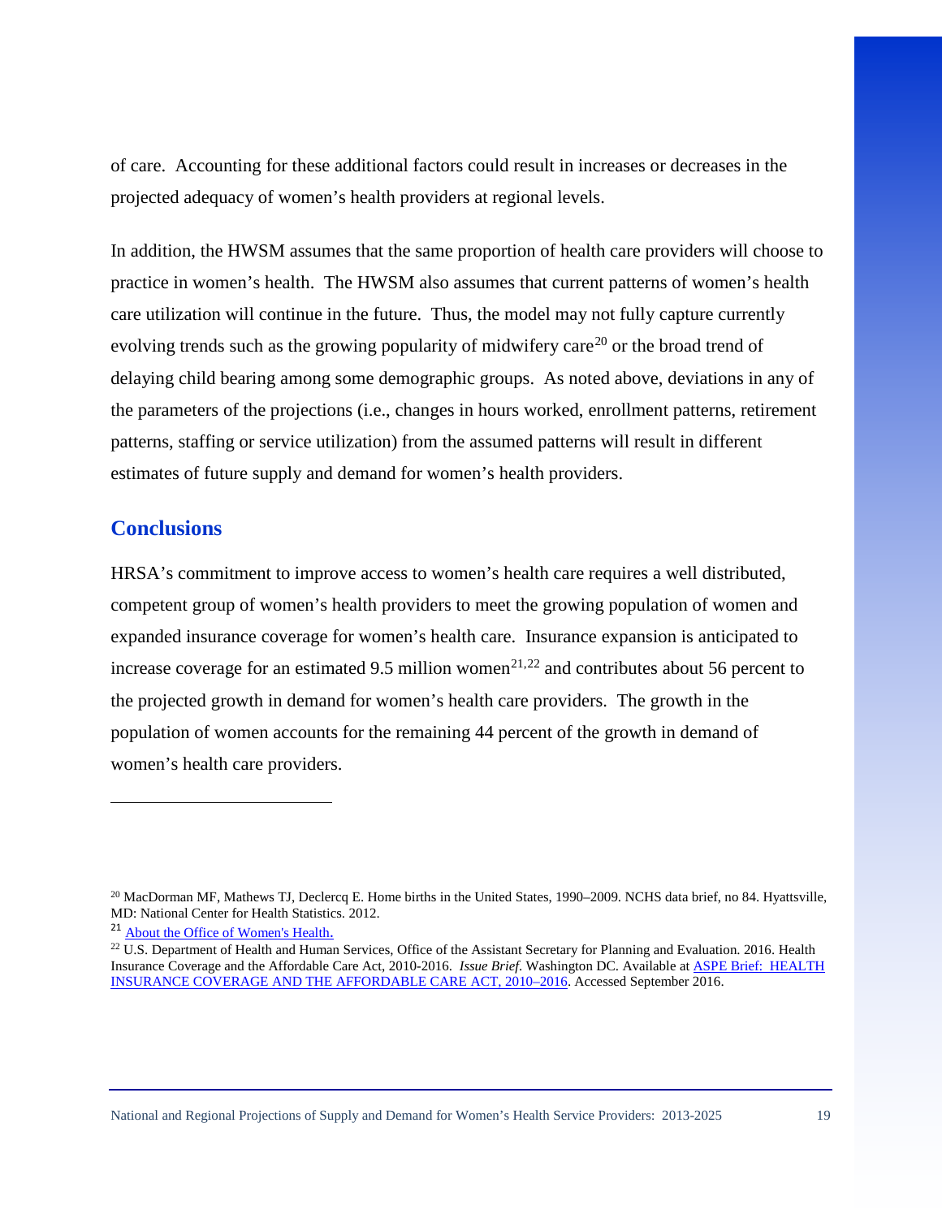of care. Accounting for these additional factors could result in increases or decreases in the projected adequacy of women's health providers at regional levels.

In addition, the HWSM assumes that the same proportion of health care providers will choose to practice in women's health. The HWSM also assumes that current patterns of women's health care utilization will continue in the future. Thus, the model may not fully capture currently evolving trends such as the growing popularity of midwifery care[20] or the broad trend of delaying child bearing among some demographic groups. As noted above, deviations in any of the parameters of the projections (i.e., changes in hours worked, enrollment patterns, retirement patterns, staffing or service utilization) from the assumed patterns will result in different estimates of future supply and demand for women's health providers.

## Conclusions

HRSA's commitment to improve access to women's health care requires a well distributed, competent group of women's health providers to meet the growing population of women and expanded insurance coverage for women's health care. Insurance expansion is anticipated to increase coverage for an estimated 9.5 million women[21,22] and contributes about 56 percent to the projected growth in demand for women's health care providers. The growth in the population of women accounts for the remaining 44 percent of the growth in demand of women's health care providers.

---

[20] MacDorman MF, Mathews TJ, Declercq E. Home births in the United States, 1990–2009. NCHS data brief, no 84. Hyattsville, MD: National Center for Health Statistics. 2012.

[21] About the Office of Women's Health.

[22] U.S. Department of Health and Human Services, Office of the Assistant Secretary for Planning and Evaluation. 2016. Health Insurance Coverage and the Affordable Care Act, 2010-2016. *Issue Brief*. Washington DC. Available at ASPE Brief: HEALTH INSURANCE COVERAGE AND THE AFFORDABLE CARE ACT, 2010–2016. Accessed September 2016.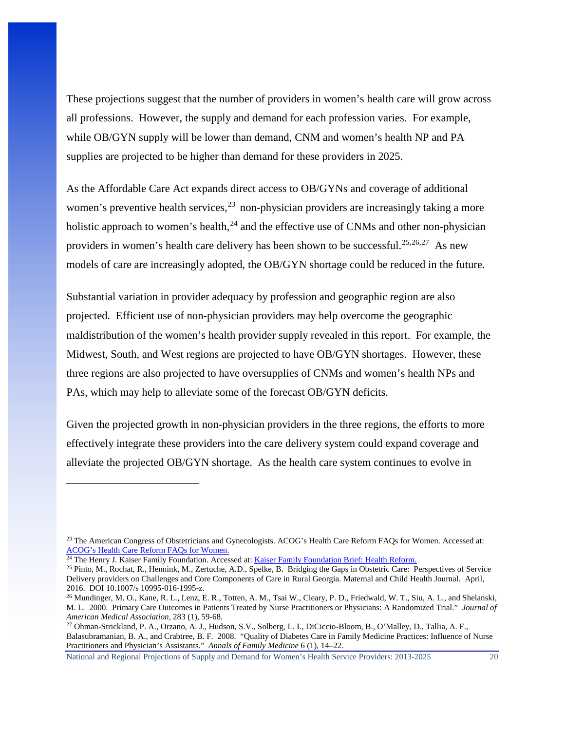These projections suggest that the number of providers in women's health care will grow across all professions. However, the supply and demand for each profession varies. For example, while OB/GYN supply will be lower than demand, CNM and women's health NP and PA supplies are projected to be higher than demand for these providers in 2025.

As the Affordable Care Act expands direct access to OB/GYNs and coverage of additional women's preventive health services,[23] non-physician providers are increasingly taking a more holistic approach to women's health,[24] and the effective use of CNMs and other non-physician providers in women's health care delivery has been shown to be successful.[25,26,27] As new models of care are increasingly adopted, the OB/GYN shortage could be reduced in the future.

Substantial variation in provider adequacy by profession and geographic region are also projected. Efficient use of non-physician providers may help overcome the geographic maldistribution of the women's health provider supply revealed in this report. For example, the Midwest, South, and West regions are projected to have OB/GYN shortages. However, these three regions are also projected to have oversupplies of CNMs and women's health NPs and PAs, which may help to alleviate some of the forecast OB/GYN deficits.

Given the projected growth in non-physician providers in the three regions, the efforts to more effectively integrate these providers into the care delivery system could expand coverage and alleviate the projected OB/GYN shortage. As the health care system continues to evolve in

---

[23] The American Congress of Obstetricians and Gynecologists. ACOG's Health Care Reform FAQs for Women. Accessed at: ACOG's Health Care Reform FAQs for Women.

[24] The Henry J. Kaiser Family Foundation. Accessed at: Kaiser Family Foundation Brief: Health Reform.

[25] Pinto, M., Rochat, R., Hennink, M., Zertuche, A.D., Spelke, B. Bridging the Gaps in Obstetric Care: Perspectives of Service Delivery providers on Challenges and Core Components of Care in Rural Georgia. Maternal and Child Health Journal. April, 2016. DOI 10.1007/s 10995-016-1995-z.

[26] Mundinger, M. O., Kane, R. L., Lenz, E. R., Totten, A. M., Tsai W., Cleary, P. D., Friedwald, W. T., Siu, A. L., and Shelanski, M. L. 2000. Primary Care Outcomes in Patients Treated by Nurse Practitioners or Physicians: A Randomized Trial." *Journal of American Medical Association*, 283 (1), 59-68.

[27] Ohman-Strickland, P. A., Orzano, A. J., Hudson, S.V., Solberg, L. I., DiCiccio-Bloom, B., O'Malley, D., Tallia, A. F., Balasubramanian, B. A., and Crabtree, B. F. 2008. "Quality of Diabetes Care in Family Medicine Practices: Influence of Nurse Practitioners and Physician's Assistants." *Annals of Family Medicine* 6 (1), 14–22.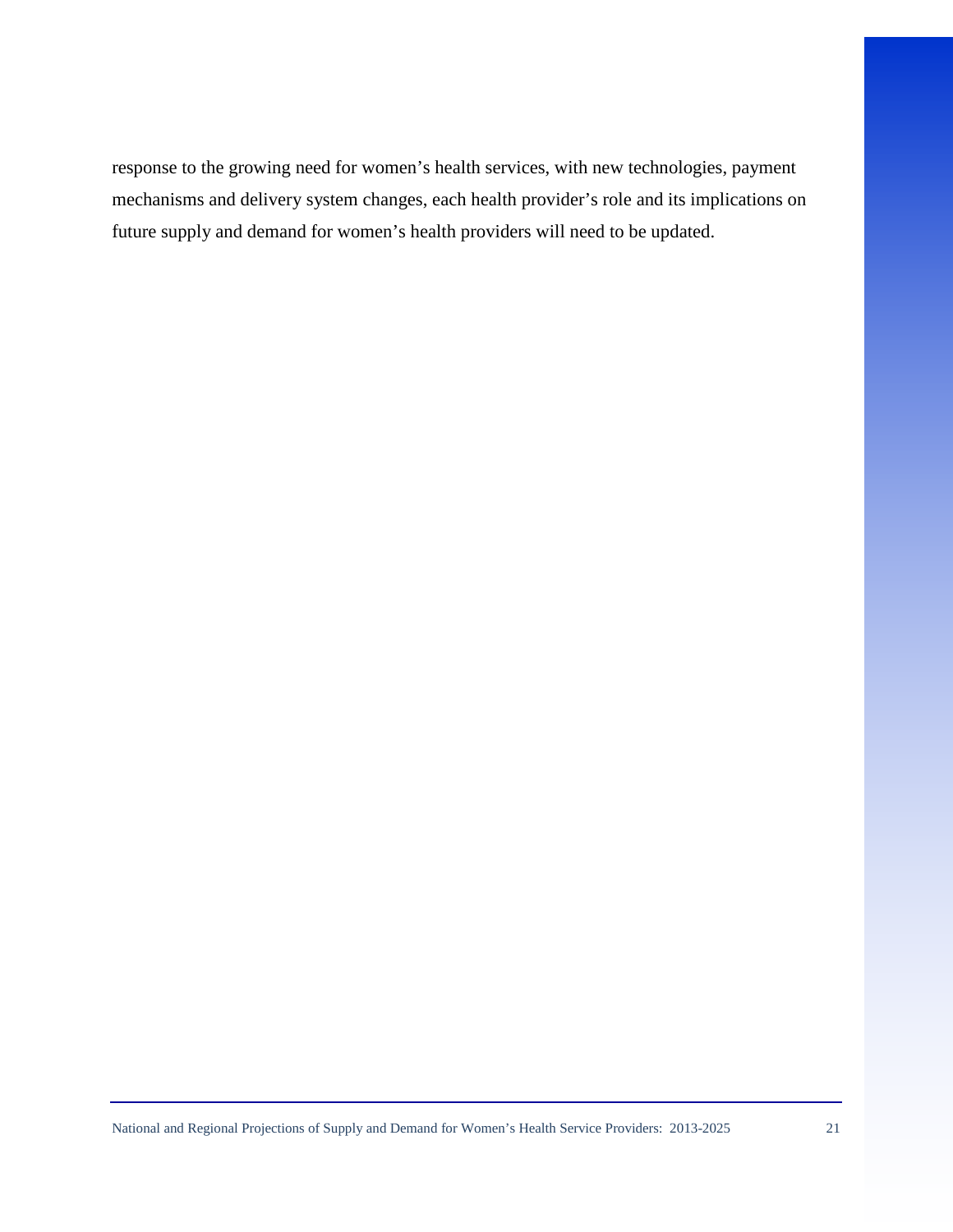response to the growing need for women's health services, with new technologies, payment mechanisms and delivery system changes, each health provider's role and its implications on future supply and demand for women's health providers will need to be updated.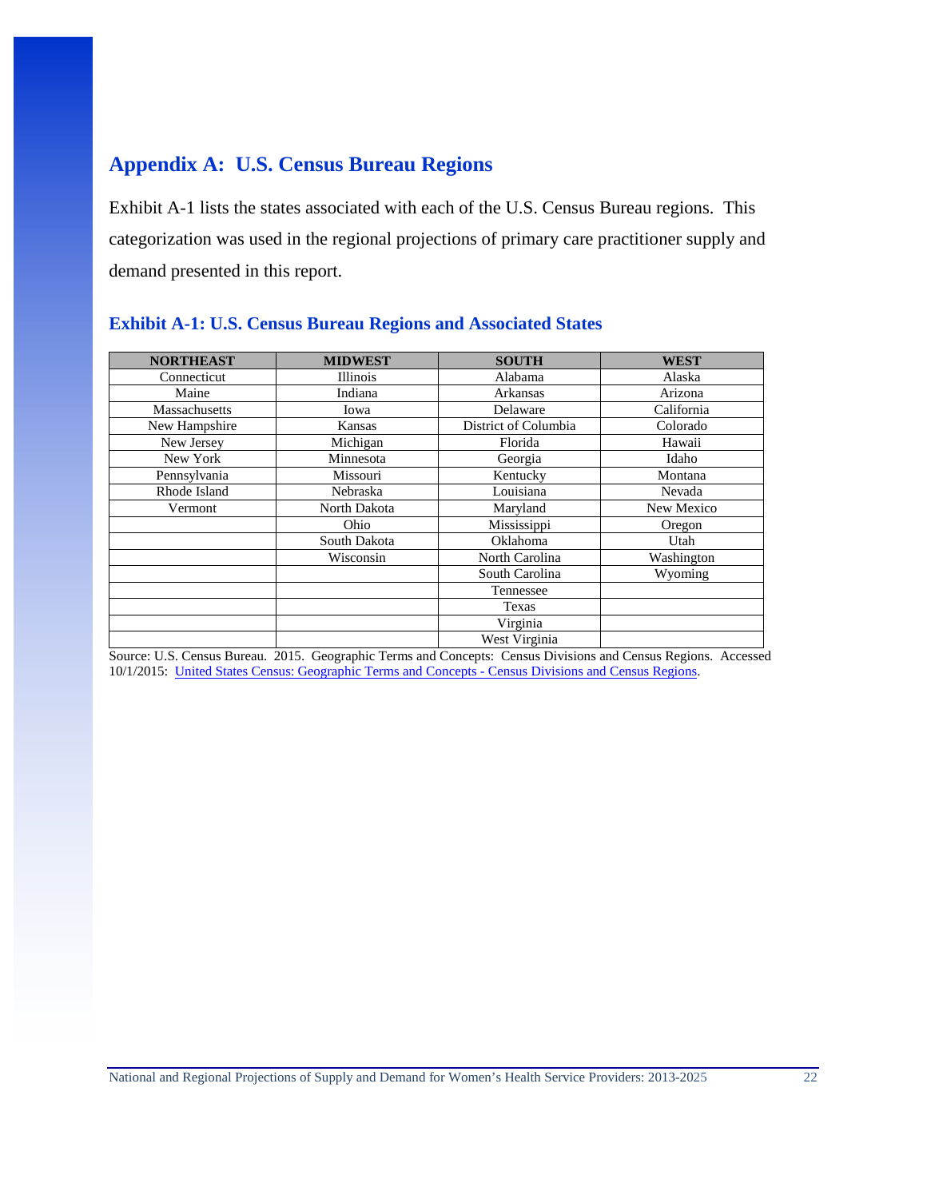## Appendix A: U.S. Census Bureau Regions

Exhibit A-1 lists the states associated with each of the U.S. Census Bureau regions. This categorization was used in the regional projections of primary care practitioner supply and demand presented in this report.

### Exhibit A-1: U.S. Census Bureau Regions and Associated States

| NORTHEAST | MIDWEST | SOUTH | WEST |
|---|---|---|---|
| Connecticut | Illinois | Alabama | Alaska |
| Maine | Indiana | Arkansas | Arizona |
| Massachusetts | Iowa | Delaware | California |
| New Hampshire | Kansas | District of Columbia | Colorado |
| New Jersey | Michigan | Florida | Hawaii |
| New York | Minnesota | Georgia | Idaho |
| Pennsylvania | Missouri | Kentucky | Montana |
| Rhode Island | Nebraska | Louisiana | Nevada |
| Vermont | North Dakota | Maryland | New Mexico |
| | Ohio | Mississippi | Oregon |
| | South Dakota | Oklahoma | Utah |
| | Wisconsin | North Carolina | Washington |
| | | South Carolina | Wyoming |
| | | Tennessee | |
| | | Texas | |
| | | Virginia | |
| | | West Virginia | |

Source: U.S. Census Bureau. 2015. Geographic Terms and Concepts: Census Divisions and Census Regions. Accessed 10/1/2015: United States Census: Geographic Terms and Concepts - Census Divisions and Census Regions.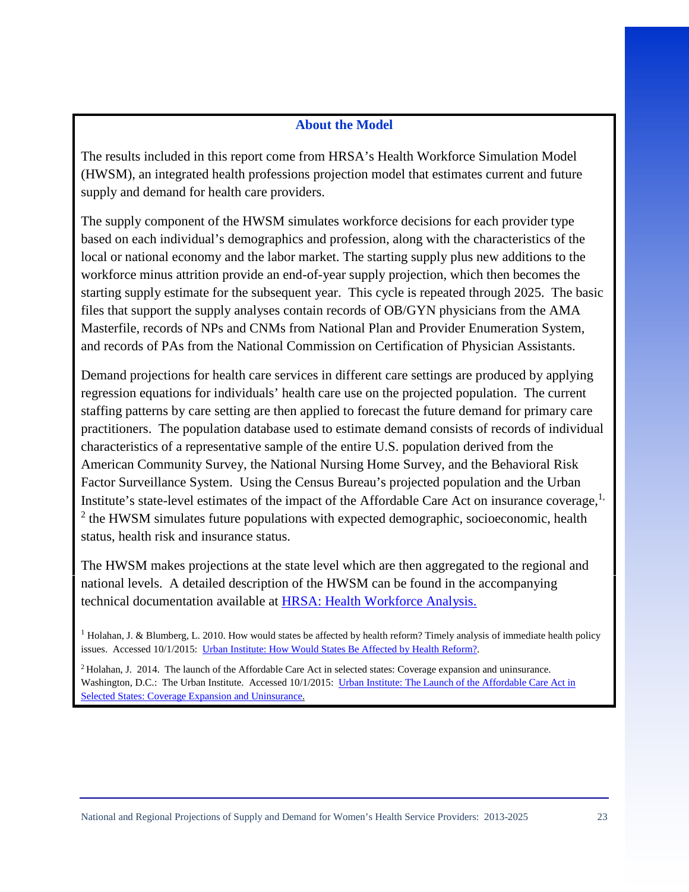## About the Model

The results included in this report come from HRSA's Health Workforce Simulation Model (HWSM), an integrated health professions projection model that estimates current and future supply and demand for health care providers.

The supply component of the HWSM simulates workforce decisions for each provider type based on each individual's demographics and profession, along with the characteristics of the local or national economy and the labor market. The starting supply plus new additions to the workforce minus attrition provide an end-of-year supply projection, which then becomes the starting supply estimate for the subsequent year. This cycle is repeated through 2025. The basic files that support the supply analyses contain records of OB/GYN physicians from the AMA Masterfile, records of NPs and CNMs from National Plan and Provider Enumeration System, and records of PAs from the National Commission on Certification of Physician Assistants.

Demand projections for health care services in different care settings are produced by applying regression equations for individuals' health care use on the projected population. The current staffing patterns by care setting are then applied to forecast the future demand for primary care practitioners. The population database used to estimate demand consists of records of individual characteristics of a representative sample of the entire U.S. population derived from the American Community Survey, the National Nursing Home Survey, and the Behavioral Risk Factor Surveillance System. Using the Census Bureau's projected population and the Urban Institute's state-level estimates of the impact of the Affordable Care Act on insurance coverage,[1,2] the HWSM simulates future populations with expected demographic, socioeconomic, health status, health risk and insurance status.

The HWSM makes projections at the state level which are then aggregated to the regional and national levels. A detailed description of the HWSM can be found in the accompanying technical documentation available at [HRSA: Health Workforce Analysis.]()

[1] Holahan, J. & Blumberg, L. 2010. How would states be affected by health reform? Timely analysis of immediate health policy issues. Accessed 10/1/2015: [Urban Institute: How Would States Be Affected by Health Reform?]().

[2] Holahan, J. 2014. The launch of the Affordable Care Act in selected states: Coverage expansion and uninsurance. Washington, D.C.: The Urban Institute. Accessed 10/1/2015: [Urban Institute: The Launch of the Affordable Care Act in Selected States: Coverage Expansion and Uninsurance.]()